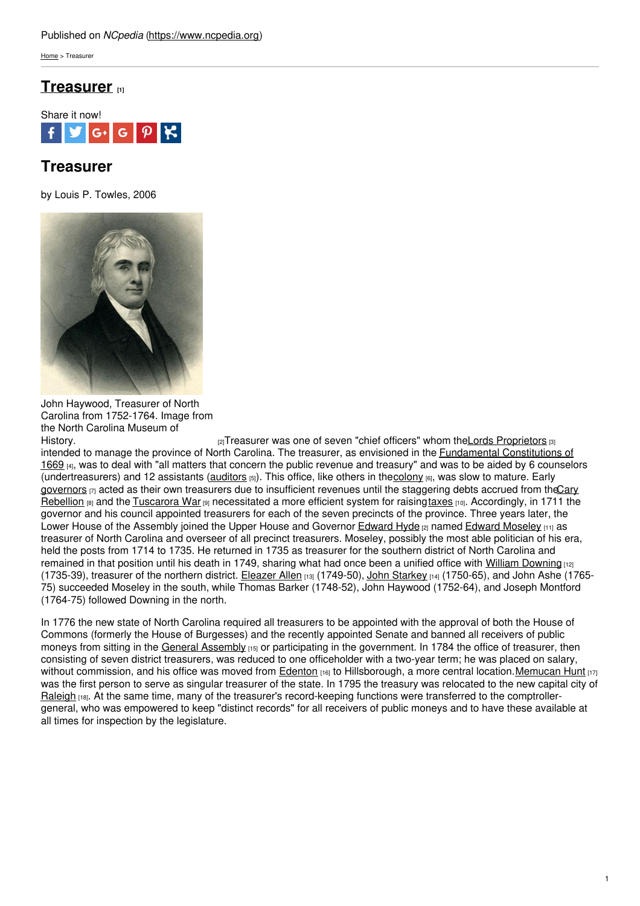Published on *NCpedia* (https://www.ncpedia.org)

Home > Treasurer

# Treasurer [1]

Share it now!

## Treasurer

by Louis P. Towles, 2006

John Haywood, Treasurer of North Carolina from 1752-1764. Image from the North Carolina Museum of History. [2]

Treasurer was one of seven "chief officers" whom the Lords Proprietors [3] intended to manage the province of North Carolina. The treasurer, as envisioned in the Fundamental Constitutions of 1669 [4], was to deal with "all matters that concern the public revenue and treasury" and was to be aided by 6 counselors (undertreasurers) and 12 assistants (auditors [5]). This office, like others in the colony [6], was slow to mature. Early governors [7] acted as their own treasurers due to insufficient revenues until the staggering debts accrued from the Cary Rebellion [8] and the Tuscarora War [9] necessitated a more efficient system for raising taxes [10]. Accordingly, in 1711 the governor and his council appointed treasurers for each of the seven precincts of the province. Three years later, the Lower House of the Assembly joined the Upper House and Governor Edward Hyde [2] named Edward Moseley [11] as treasurer of North Carolina and overseer of all precinct treasurers. Moseley, possibly the most able politician of his era, held the posts from 1714 to 1735. He returned in 1735 as treasurer for the southern district of North Carolina and remained in that position until his death in 1749, sharing what had once been a unified office with William Downing [12] (1735-39), treasurer of the northern district. Eleazer Allen [13] (1749-50), John Starkey [14] (1750-65), and John Ashe (1765-75) succeeded Moseley in the south, while Thomas Barker (1748-52), John Haywood (1752-64), and Joseph Montford (1764-75) followed Downing in the north.

In 1776 the new state of North Carolina required all treasurers to be appointed with the approval of both the House of Commons (formerly the House of Burgesses) and the recently appointed Senate and banned all receivers of public moneys from sitting in the General Assembly [15] or participating in the government. In 1784 the office of treasurer, then consisting of seven district treasurers, was reduced to one officeholder with a two-year term; he was placed on salary, without commission, and his office was moved from Edenton [16] to Hillsborough, a more central location. Memucan Hunt [17] was the first person to serve as singular treasurer of the state. In 1795 the treasury was relocated to the new capital city of Raleigh [18]. At the same time, many of the treasurer's record-keeping functions were transferred to the comptroller-general, who was empowered to keep "distinct records" for all receivers of public moneys and to have these available at all times for inspection by the legislature.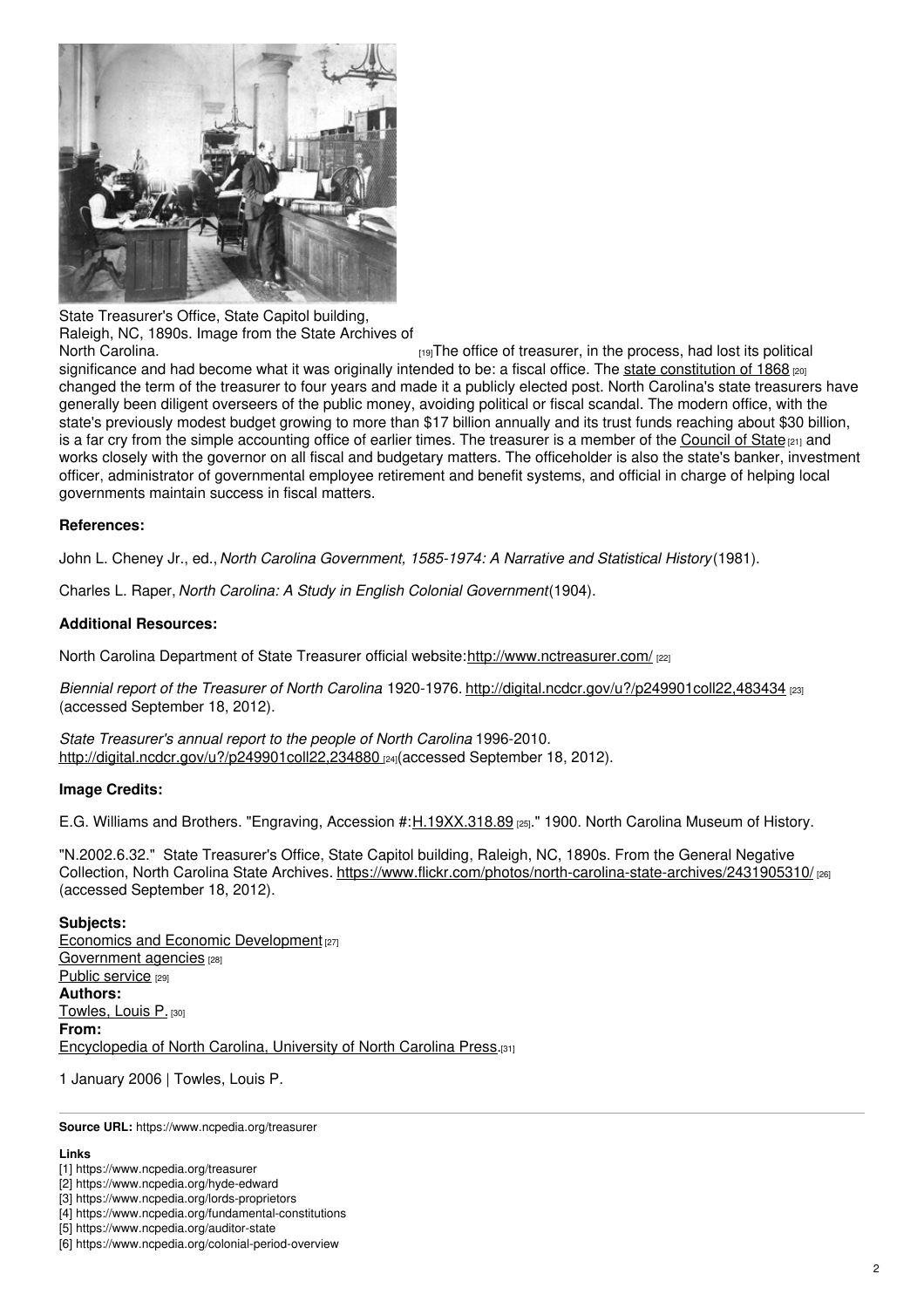State Treasurer's Office, State Capitol building, Raleigh, NC, 1890s. Image from the State Archives of North Carolina. [19]

The office of treasurer, in the process, had lost its political significance and had become what it was originally intended to be: a fiscal office. The state constitution of 1868 [20] changed the term of the treasurer to four years and made it a publicly elected post. North Carolina's state treasurers have generally been diligent overseers of the public money, avoiding political or fiscal scandal. The modern office, with the state's previously modest budget growing to more than $17 billion annually and its trust funds reaching about $30 billion, is a far cry from the simple accounting office of earlier times. The treasurer is a member of the Council of State [21] and works closely with the governor on all fiscal and budgetary matters. The officeholder is also the state's banker, investment officer, administrator of governmental employee retirement and benefit systems, and official in charge of helping local governments maintain success in fiscal matters.

**References:**

John L. Cheney Jr., ed., *North Carolina Government, 1585-1974: A Narrative and Statistical History* (1981).

Charles L. Raper, *North Carolina: A Study in English Colonial Government* (1904).

**Additional Resources:**

North Carolina Department of State Treasurer official website: http://www.nctreasurer.com/ [22]

*Biennial report of the Treasurer of North Carolina* 1920-1976. http://digital.ncdcr.gov/u?/p249901coll22,483434 [23] (accessed September 18, 2012).

*State Treasurer's annual report to the people of North Carolina* 1996-2010. http://digital.ncdcr.gov/u?/p249901coll22,234880 [24] (accessed September 18, 2012).

**Image Credits:**

E.G. Williams and Brothers. "Engraving, Accession #: H.19XX.318.89 [25]." 1900. North Carolina Museum of History.

"N.2002.6.32." State Treasurer's Office, State Capitol building, Raleigh, NC, 1890s. From the General Negative Collection, North Carolina State Archives. https://www.flickr.com/photos/north-carolina-state-archives/2431905310/ [26] (accessed September 18, 2012).

**Subjects:**
Economics and Economic Development [27]
Government agencies [28]
Public service [29]
**Authors:**
Towles, Louis P. [30]
**From:**
Encyclopedia of North Carolina, University of North Carolina Press. [31]

1 January 2006 | Towles, Louis P.

**Source URL:** https://www.ncpedia.org/treasurer

**Links**
[1] https://www.ncpedia.org/treasurer
[2] https://www.ncpedia.org/hyde-edward
[3] https://www.ncpedia.org/lords-proprietors
[4] https://www.ncpedia.org/fundamental-constitutions
[5] https://www.ncpedia.org/auditor-state
[6] https://www.ncpedia.org/colonial-period-overview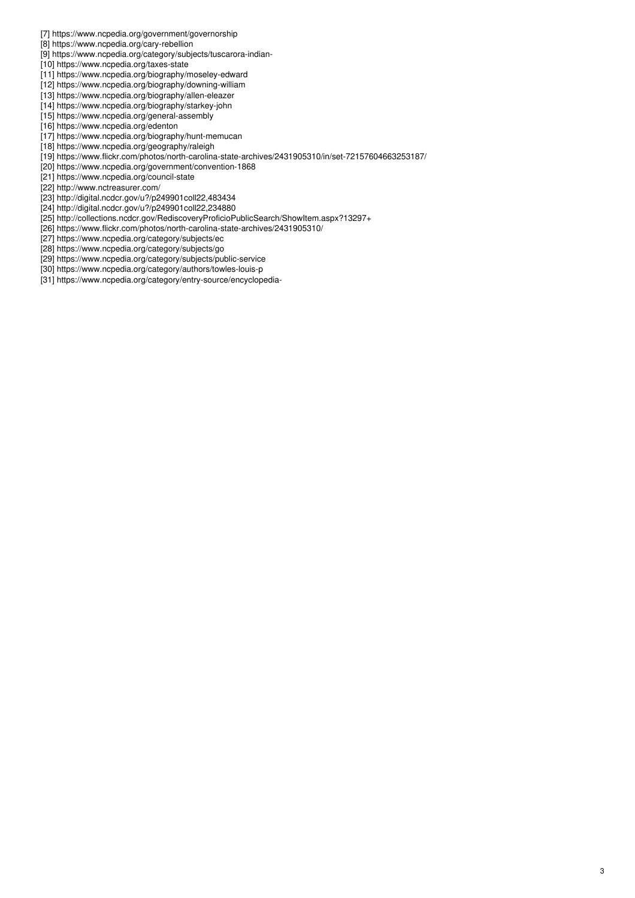[7] https://www.ncpedia.org/government/governorship
[8] https://www.ncpedia.org/cary-rebellion
[9] https://www.ncpedia.org/category/subjects/tuscarora-indian-
[10] https://www.ncpedia.org/taxes-state
[11] https://www.ncpedia.org/biography/moseley-edward
[12] https://www.ncpedia.org/biography/downing-william
[13] https://www.ncpedia.org/biography/allen-eleazer
[14] https://www.ncpedia.org/biography/starkey-john
[15] https://www.ncpedia.org/general-assembly
[16] https://www.ncpedia.org/edenton
[17] https://www.ncpedia.org/biography/hunt-memucan
[18] https://www.ncpedia.org/geography/raleigh
[19] https://www.flickr.com/photos/north-carolina-state-archives/2431905310/in/set-72157604663253187/
[20] https://www.ncpedia.org/government/convention-1868
[21] https://www.ncpedia.org/council-state
[22] http://www.nctreasurer.com/
[23] http://digital.ncdcr.gov/u?/p249901coll22,483434
[24] http://digital.ncdcr.gov/u?/p249901coll22,234880
[25] http://collections.ncdcr.gov/RediscoveryProficioPublicSearch/ShowItem.aspx?13297+
[26] https://www.flickr.com/photos/north-carolina-state-archives/2431905310/
[27] https://www.ncpedia.org/category/subjects/ec
[28] https://www.ncpedia.org/category/subjects/go
[29] https://www.ncpedia.org/category/subjects/public-service
[30] https://www.ncpedia.org/category/authors/towles-louis-p
[31] https://www.ncpedia.org/category/entry-source/encyclopedia-